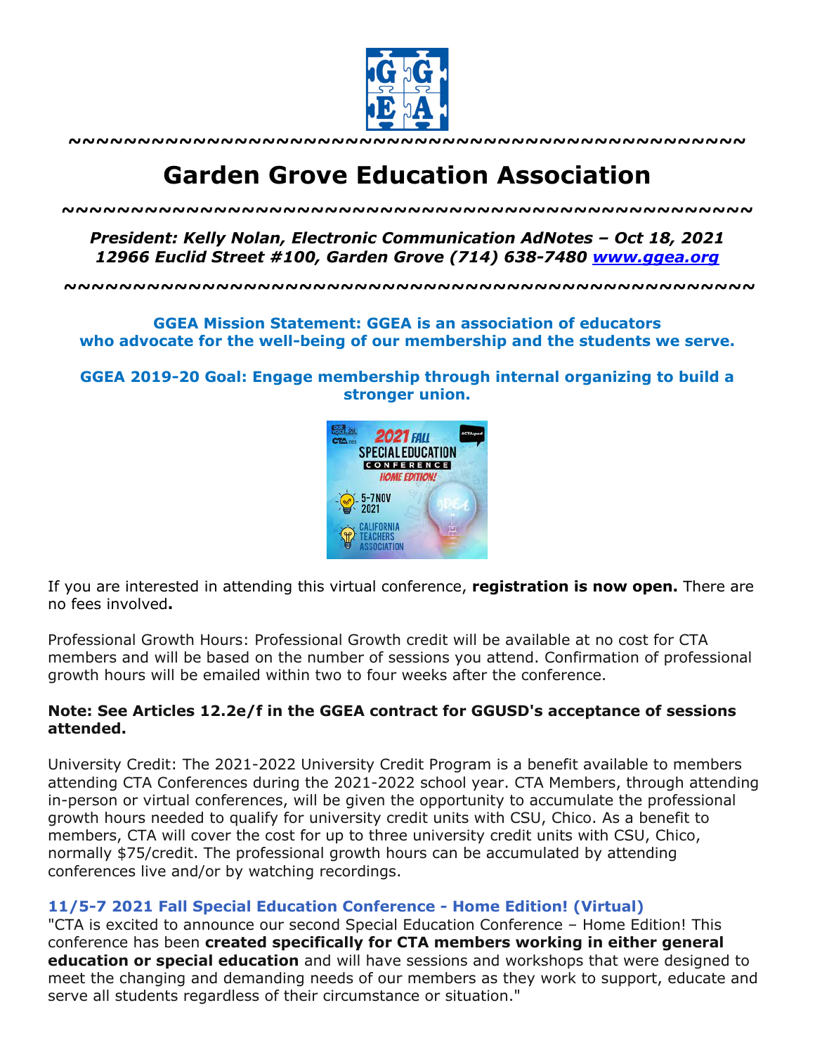~~~~~~~~~~~~~~~~~~~~~~~~~~~~~~~~~~~~~~~~~~~~~~~~~~~~~

# Garden Grove Education Association

~~~~~~~~~~~~~~~~~~~~~~~~~~~~~~~~~~~~~~~~~~~~~~~~~~~~~

***President: Kelly Nolan, Electronic Communication AdNotes – Oct 18, 2021***
***12966 Euclid Street #100, Garden Grove (714) 638-7480 [www.ggea.org](http://www.ggea.org)***

~~~~~~~~~~~~~~~~~~~~~~~~~~~~~~~~~~~~~~~~~~~~~~~~~~~~~

**GGEA Mission Statement: GGEA is an association of educators who advocate for the well-being of our membership and the students we serve.**

**GGEA 2019-20 Goal: Engage membership through internal organizing to build a stronger union.**

If you are interested in attending this virtual conference, **registration is now open.** There are no fees involved**.**

Professional Growth Hours: Professional Growth credit will be available at no cost for CTA members and will be based on the number of sessions you attend. Confirmation of professional growth hours will be emailed within two to four weeks after the conference.

**Note: See Articles 12.2e/f in the GGEA contract for GGUSD's acceptance of sessions attended.**

University Credit: The 2021-2022 University Credit Program is a benefit available to members attending CTA Conferences during the 2021-2022 school year. CTA Members, through attending in-person or virtual conferences, will be given the opportunity to accumulate the professional growth hours needed to qualify for university credit units with CSU, Chico. As a benefit to members, CTA will cover the cost for up to three university credit units with CSU, Chico, normally $75/credit. The professional growth hours can be accumulated by attending conferences live and/or by watching recordings.

### 11/5-7 2021 Fall Special Education Conference - Home Edition! (Virtual)

"CTA is excited to announce our second Special Education Conference – Home Edition! This conference has been **created specifically for CTA members working in either general education or special education** and will have sessions and workshops that were designed to meet the changing and demanding needs of our members as they work to support, educate and serve all students regardless of their circumstance or situation."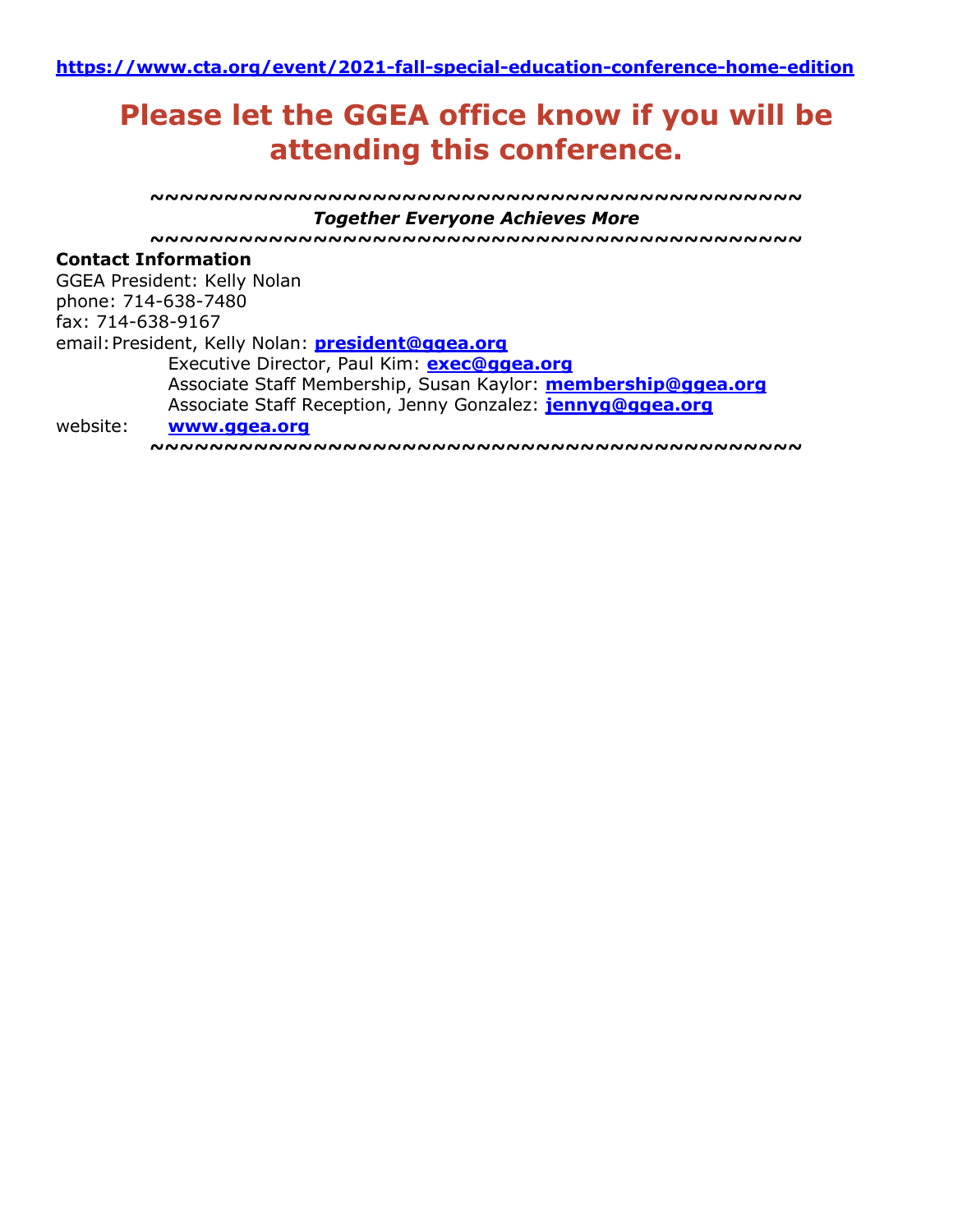**https://www.cta.org/event/2021-fall-special-education-conference-home-edition**

## Please let the GGEA office know if you will be attending this conference.

~~~~~~~~~~~~~~~~~~~~~~~~~~~~~~~~~~~~~~~~~~~

***Together Everyone Achieves More***

~~~~~~~~~~~~~~~~~~~~~~~~~~~~~~~~~~~~~~~~~~~

**Contact Information**

GGEA President: Kelly Nolan

phone: 714-638-7480

fax: 714-638-9167

email: President, Kelly Nolan: **president@ggea.org**

Executive Director, Paul Kim: **exec@ggea.org**

Associate Staff Membership, Susan Kaylor: **membership@ggea.org**

Associate Staff Reception, Jenny Gonzalez: **jennyg@ggea.org**

website: **www.ggea.org**

~~~~~~~~~~~~~~~~~~~~~~~~~~~~~~~~~~~~~~~~~~~